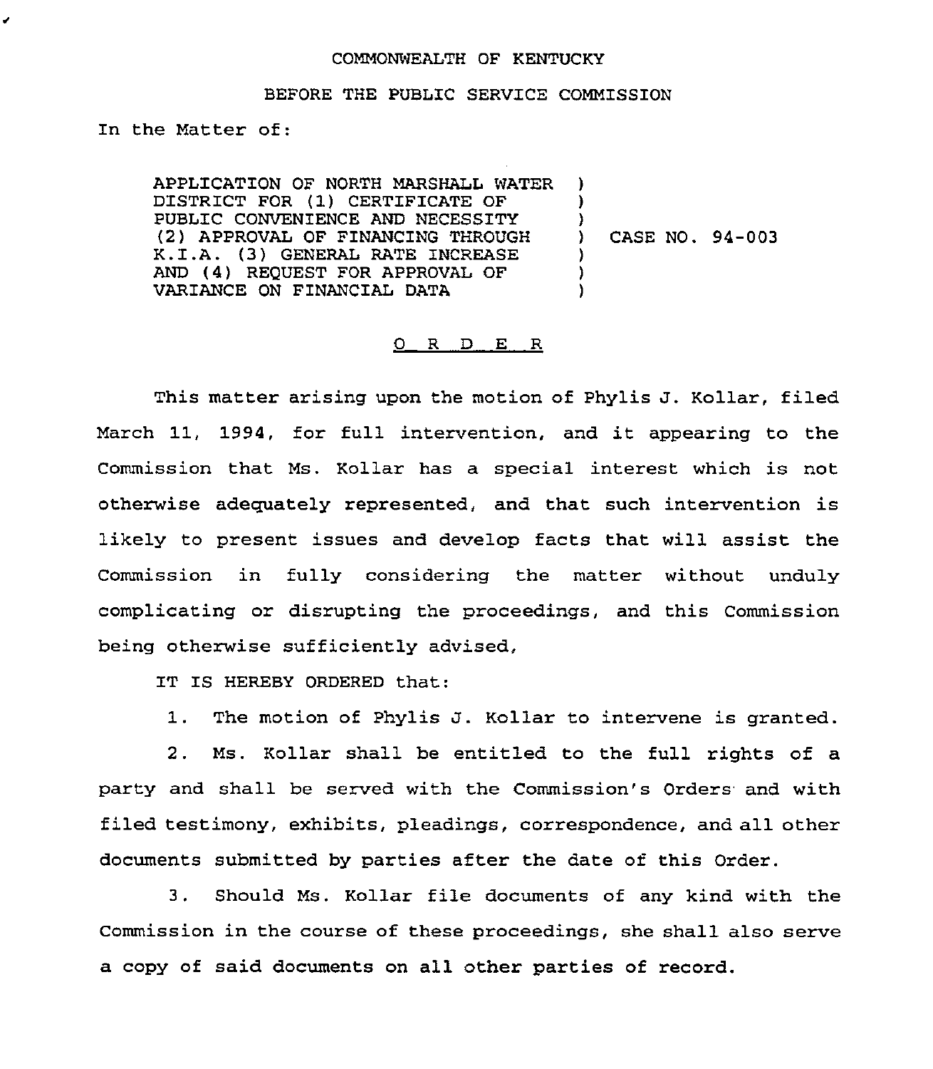COMMONWEALTH OF KENTUCKY

BEFORE THE PUBLIC SERVICE COMMISSION

In the Matter of:

APPLICATION OF NORTH MARSHALL WATER DISTRICT FOR (1) CERTIFICATE OF PUBLIC CONVENIENCE AND NECESSITY (2) APPROVAL OF FINANCING THROUGH K.I.A. (3) GENERAL RATE INCREASE AND (4) REQUEST FOR APPROVAL OF VARIANCE ON FINANCIAL DATA ) CASE NO. 94-003

O R D E R

This matter arising upon the motion of Phylis J. Kollar, filed March 11, 1994, for full intervention, and it appearing to the Commission that Ms. Kollar has a special interest which is not otherwise adequately represented, and that such intervention is likely to present issues and develop facts that will assist the Commission in fully considering the matter without unduly complicating or disrupting the proceedings, and this Commission being otherwise sufficiently advised,

IT IS HEREBY ORDERED that:

1. The motion of Phylis J. Kollar to intervene is granted.

2. Ms. Kollar shall be entitled to the full rights of a party and shall be served with the Commission's Orders and with filed testimony, exhibits, pleadings, correspondence, and all other documents submitted by parties after the date of this Order.

3. Should Ms. Kollar file documents of any kind with the Commission in the course of these proceedings, she shall also serve a copy of said documents on all other parties of record.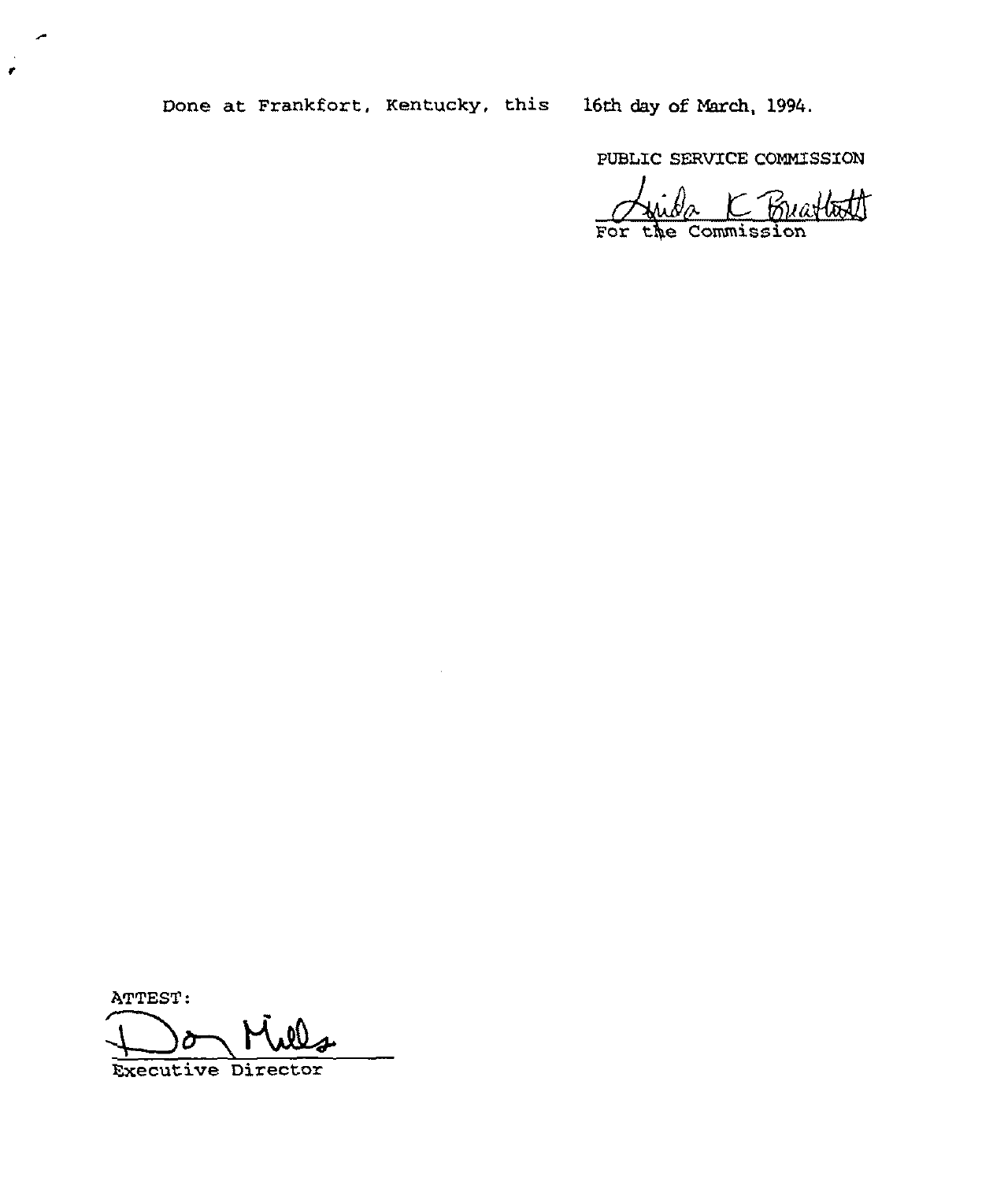Done at Frankfort, Kentucky, this 16th day of March, 1994.

PUBLIC SERVICE COMMISSION

Linda K Breathitt

For the Commission

ATTEST:

Don Mills

Executive Director